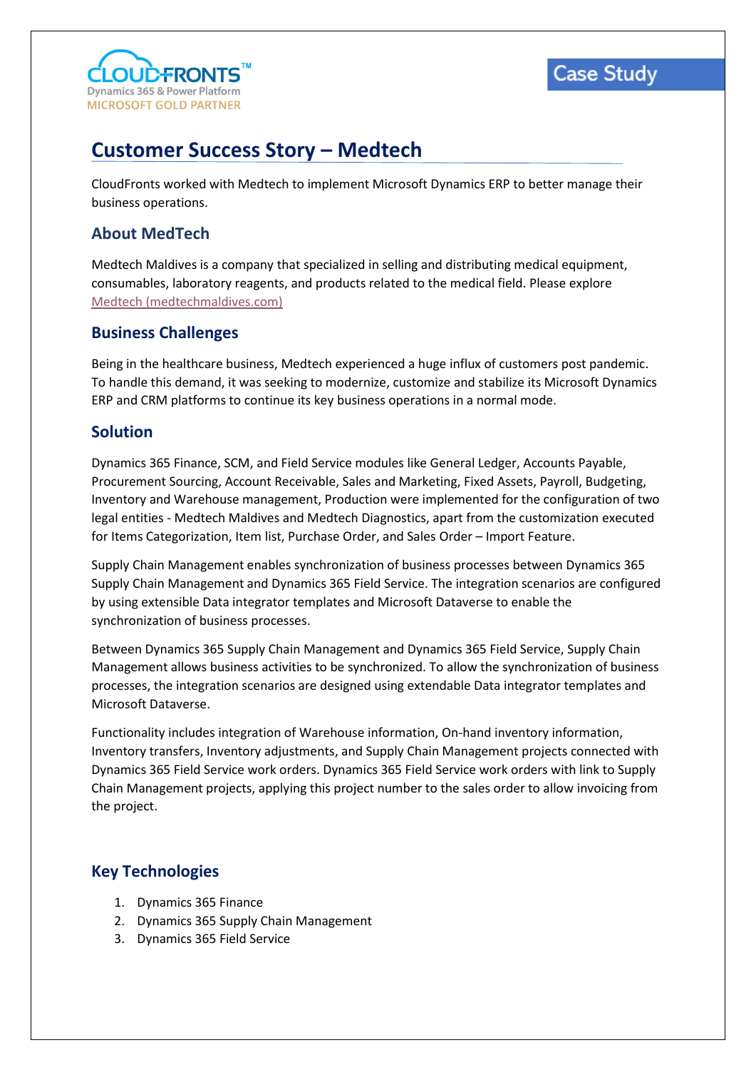CLOUDFRONTS™
Dynamics 365 & Power Platform
MICROSOFT GOLD PARTNER

Case Study

# Customer Success Story – Medtech

CloudFronts worked with Medtech to implement Microsoft Dynamics ERP to better manage their business operations.

## About MedTech

Medtech Maldives is a company that specialized in selling and distributing medical equipment, consumables, laboratory reagents, and products related to the medical field. Please explore [Medtech (medtechmaldives.com)](medtechmaldives.com)

## Business Challenges

Being in the healthcare business, Medtech experienced a huge influx of customers post pandemic. To handle this demand, it was seeking to modernize, customize and stabilize its Microsoft Dynamics ERP and CRM platforms to continue its key business operations in a normal mode.

## Solution

Dynamics 365 Finance, SCM, and Field Service modules like General Ledger, Accounts Payable, Procurement Sourcing, Account Receivable, Sales and Marketing, Fixed Assets, Payroll, Budgeting, Inventory and Warehouse management, Production were implemented for the configuration of two legal entities - Medtech Maldives and Medtech Diagnostics, apart from the customization executed for Items Categorization, Item list, Purchase Order, and Sales Order – Import Feature.

Supply Chain Management enables synchronization of business processes between Dynamics 365 Supply Chain Management and Dynamics 365 Field Service. The integration scenarios are configured by using extensible Data integrator templates and Microsoft Dataverse to enable the synchronization of business processes.

Between Dynamics 365 Supply Chain Management and Dynamics 365 Field Service, Supply Chain Management allows business activities to be synchronized. To allow the synchronization of business processes, the integration scenarios are designed using extendable Data integrator templates and Microsoft Dataverse.

Functionality includes integration of Warehouse information, On-hand inventory information, Inventory transfers, Inventory adjustments, and Supply Chain Management projects connected with Dynamics 365 Field Service work orders. Dynamics 365 Field Service work orders with link to Supply Chain Management projects, applying this project number to the sales order to allow invoicing from the project.

## Key Technologies

1. Dynamics 365 Finance
2. Dynamics 365 Supply Chain Management
3. Dynamics 365 Field Service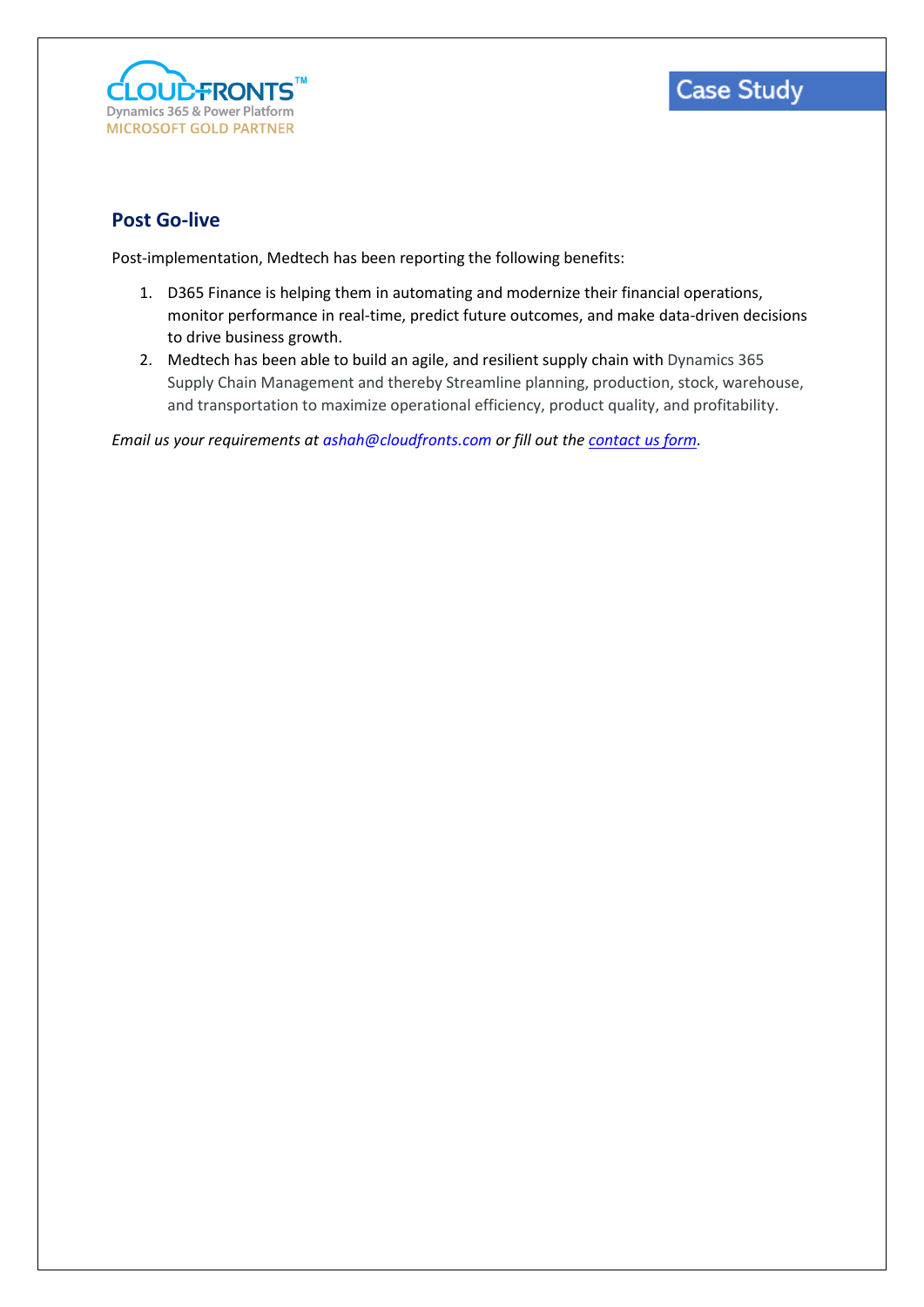## Post Go-live

Post-implementation, Medtech has been reporting the following benefits:

1. D365 Finance is helping them in automating and modernize their financial operations, monitor performance in real-time, predict future outcomes, and make data-driven decisions to drive business growth.
2. Medtech has been able to build an agile, and resilient supply chain with Dynamics 365 Supply Chain Management and thereby Streamline planning, production, stock, warehouse, and transportation to maximize operational efficiency, product quality, and profitability.

*Email us your requirements at ashah@cloudfronts.com or fill out the contact us form.*